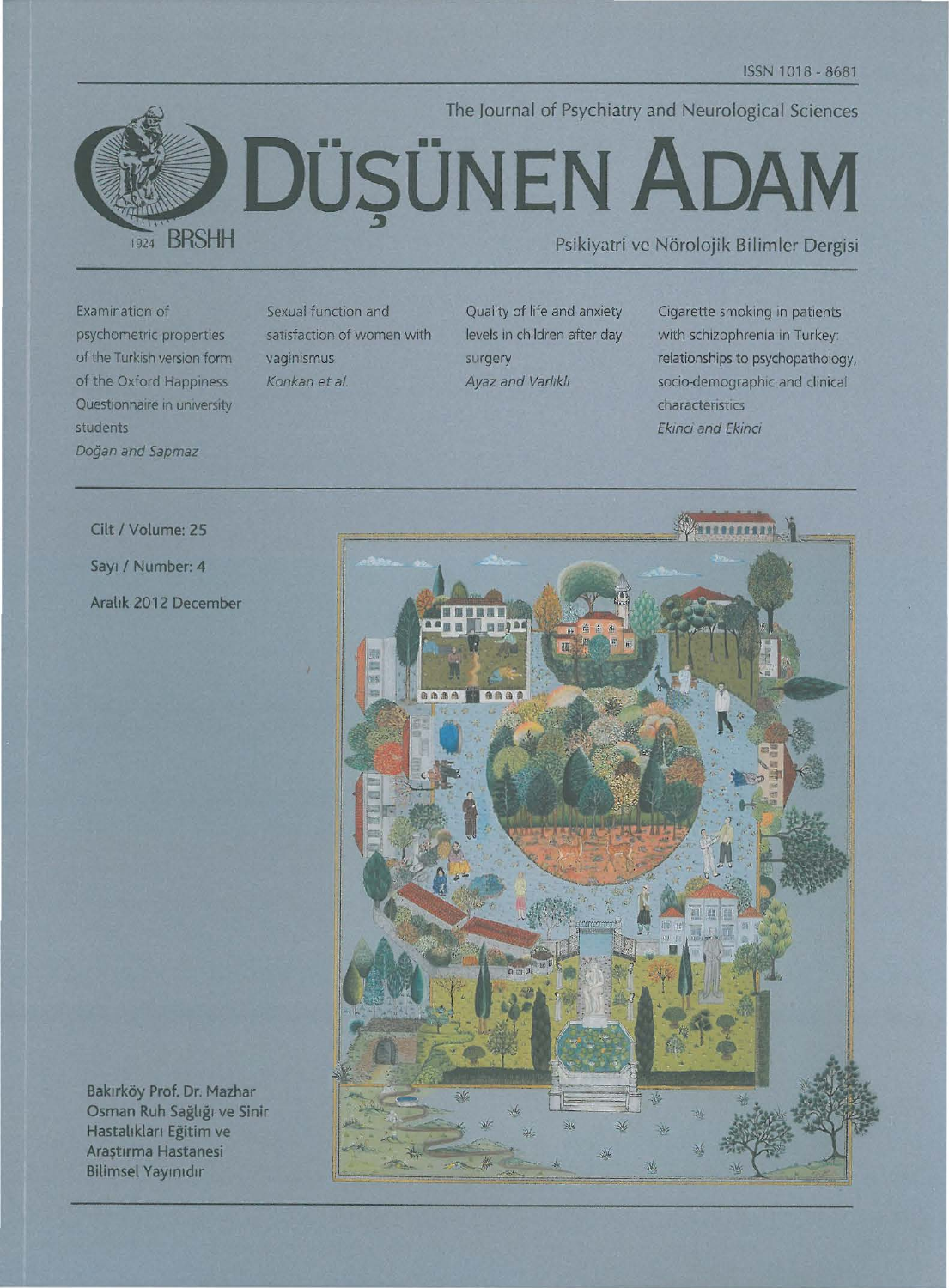ISSN 1018 - 8681

The Journal of Psychiatry and Neurological Sciences

# DÜŞÜNEN ADAM

1924 BRSHH

Psikiyatri ve Nörolojik Bilimler Dergisi

Examination of psychometric properties of the Turkish version form of the Oxford Happiness Questionnaire in university students
*Doğan and Sapmaz*

Sexual function and satisfaction of women with vaginismus
*Konkan et al.*

Quality of life and anxiety levels in children after day surgery
*Ayaz and Varlıklı*

Cigarette smoking in patients with schizophrenia in Turkey: relationships to psychopathology, socio-demographic and clinical characteristics
*Ekinci and Ekinci*

Cilt / Volume: 25

Sayı / Number: 4

Aralık 2012 December

Bakırköy Prof. Dr. Mazhar Osman Ruh Sağlığı ve Sinir Hastalıkları Eğitim ve Araştırma Hastanesi Bilimsel Yayınıdır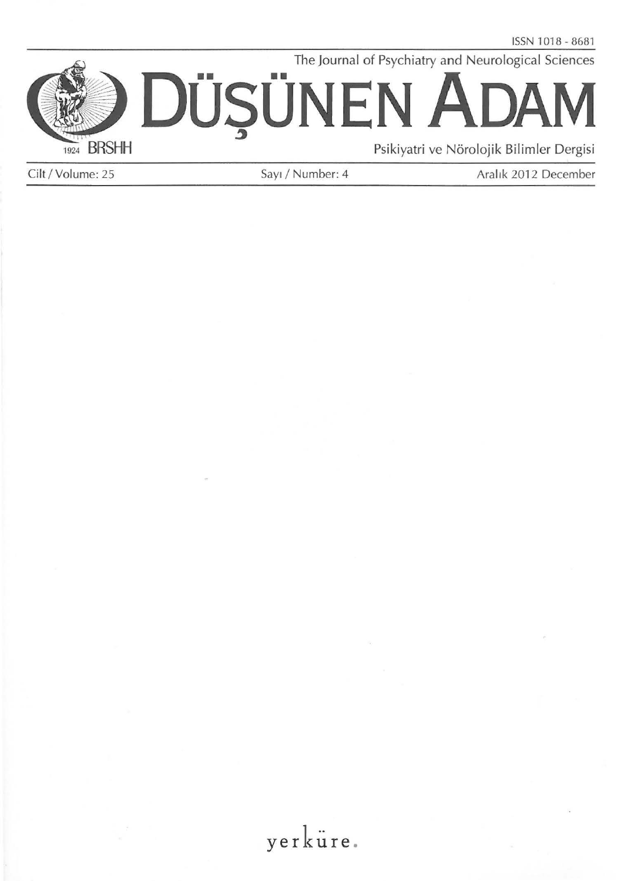ISSN 1018 - 8681

The Journal of Psychiatry and Neurological Sciences

# DÜŞÜNEN ADAM

1924 BRSHH

Psikiyatri ve Nörolojik Bilimler Dergisi

Cilt / Volume: 25 Sayı / Number: 4 Aralık 2012 December

yerküre.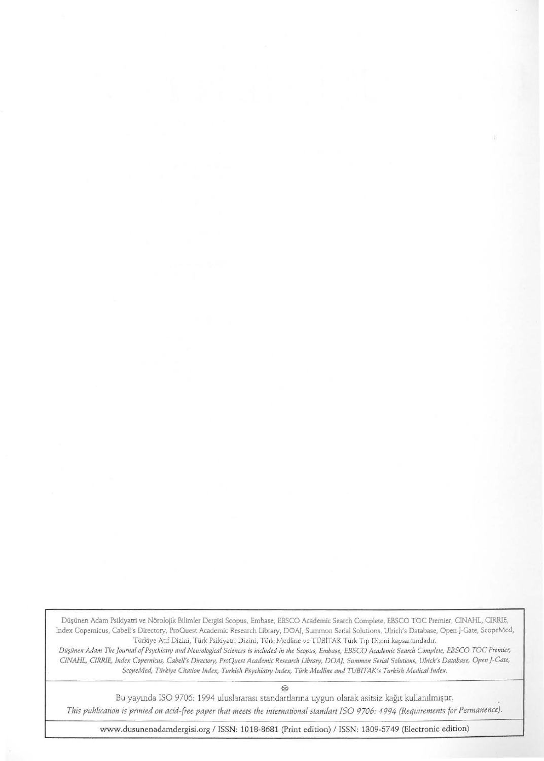Düşünen Adam Psikiyatri ve Nörolojik Bilimler Dergisi Scopus, Embase, EBSCO Academic Search Complete, EBSCO TOC Premier, CINAHL, CIRRIE, Index Copernicus, Cabell's Directory, ProQuest Academic Research Library, DOAJ, Summon Serial Solutions, Ulrich's Database, Open J-Gate, ScopeMed, Türkiye Atıf Dizini, Türk Psikiyatri Dizini, Türk Medline ve TÜBİTAK Türk Tıp Dizini kapsamındadır.

*Düşünen Adam The Journal of Psychiatry and Neurological Sciences is included in the Scopus, Embase, EBSCO Academic Search Complete, EBSCO TOC Premier, CINAHL, CIRRIE, Index Copernicus, Cabell's Directory, ProQuest Academic Research Library, DOAJ, Summon Serial Solutions, Ulrich's Database, Open J-Gate, ScopeMed, Türkiye Citation Index, Turkish Psychiatry Index, Türk Medline and TUBITAK's Turkish Medical Index.*

Bu yayında ISO 9706: 1994 uluslararası standartlarına uygun olarak asitsiz kağıt kullanılmıştır.

*This publication is printed on acid-free paper that meets the international standart ISO 9706: 1994 (Requirements for Permanence).*

www.dusunenadamdergisi.org / ISSN: 1018-8681 (Print edition) / ISSN: 1309-5749 (Electronic edition)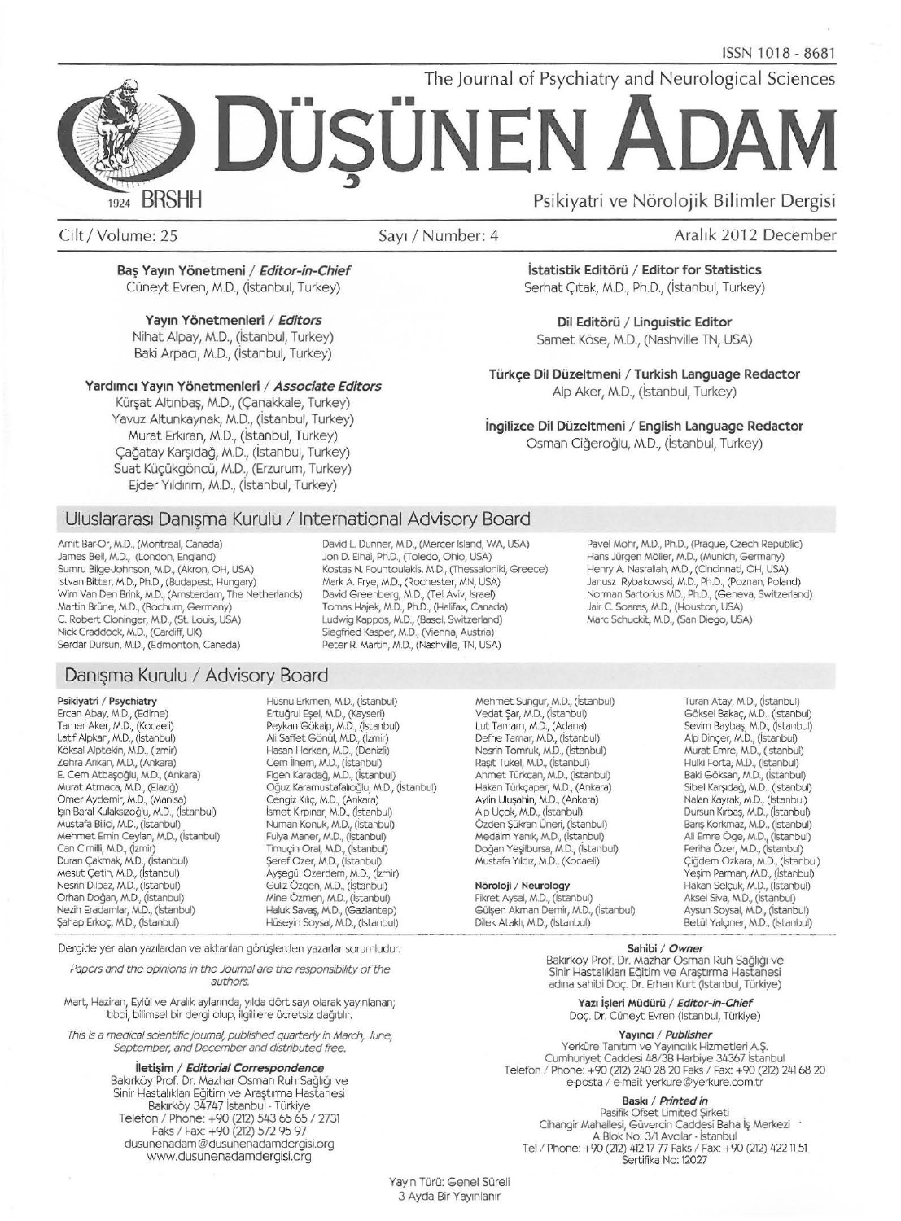ISSN 1018 - 8681

The Journal of Psychiatry and Neurological Sciences

# DÜŞÜNEN ADAM

1924 BRSHH

Psikiyatri ve Nörolojik Bilimler Dergisi

Cilt / Volume: 25 — Sayı / Number: 4 — Aralık 2012 December

**Baş Yayın Yönetmeni / *Editor-in-Chief***
Cüneyt Evren, M.D., (İstanbul, Turkey)

**Yayın Yönetmenleri / *Editors***
Nihat Alpay, M.D., (İstanbul, Turkey)
Baki Arpacı, M.D., (İstanbul, Turkey)

**Yardımcı Yayın Yönetmenleri / *Associate Editors***
Kürşat Altınbaş, M.D., (Çanakkale, Turkey)
Yavuz Altunkaynak, M.D., (İstanbul, Turkey)
Murat Erkıran, M.D., (İstanbul, Turkey)
Çağatay Karşıdağ, M.D., (İstanbul, Turkey)
Suat Küçükgöncü, M.D., (Erzurum, Turkey)
Ejder Yıldırım, M.D., (İstanbul, Turkey)

**İstatistik Editörü / Editor for Statistics**
Serhat Çıtak, M.D., Ph.D., (İstanbul, Turkey)

**Dil Editörü / Linguistic Editor**
Samet Köse, M.D., (Nashville TN, USA)

**Türkçe Dil Düzeltmeni / Turkish Language Redactor**
Alp Aker, M.D., (İstanbul, Turkey)

**İngilizce Dil Düzeltmeni / English Language Redactor**
Osman Ciğeroğlu, M.D., (İstanbul, Turkey)

## Uluslararası Danışma Kurulu / International Advisory Board

Amit Bar-Or, M.D., (Montreal, Canada)
James Bell, M.D., (London, England)
Sumru Bilge-Johnson, M.D., (Akron, OH, USA)
Istvan Bitter, M.D., Ph.D., (Budapest, Hungary)
Wim Van Den Brink, M.D., (Amsterdam, The Netherlands)
Martin Brüne, M.D., (Bochum, Germany)
C. Robert Cloninger, M.D., (St. Louis, USA)
Nick Craddock, M.D., (Cardiff, UK)
Serdar Dursun, M.D., (Edmonton, Canada)
David L. Dunner, M.D., (Mercer Island, WA, USA)
Jon D. Elhai, Ph.D., (Toledo, Ohio, USA)
Kostas N. Fountoulakis, M.D., (Thessaloniki, Greece)
Mark A. Frye, M.D., (Rochester, MN, USA)
David Greenberg, M.D., (Tel Aviv, Israel)
Tomas Hajek, M.D., Ph.D., (Halifax, Canada)
Ludwig Kappos, M.D., (Basel, Switzerland)
Siegfried Kasper, M.D., (Vienna, Austria)
Peter R. Martin, M.D., (Nashville, TN, USA)
Pavel Mohr, M.D., Ph.D., (Prague, Czech Republic)
Hans Jürgen Möller, M.D., (Munich, Germany)
Henry A. Nasrallah, M.D., (Cincinnati, OH, USA)
Janusz Rybakowski, M.D., Ph.D., (Poznan, Poland)
Norman Sartorius MD., Ph.D., (Geneva, Switzerland)
Jair C. Soares, M.D., (Houston, USA)
Marc Schuckit, M.D., (San Diego, USA)

## Danışma Kurulu / Advisory Board

**Psikiyatri / Psychiatry**
Ercan Abay, M.D., (Edirne)
Tamer Aker, M.D., (Kocaeli)
Latif Alpkan, M.D., (İstanbul)
Köksal Alptekin, M.D., (İzmir)
Zehra Arıkan, M.D., (Ankara)
E. Cem Atbaşoğlu, M.D., (Ankara)
Murat Atmaca, M.D., (Elazığ)
Ömer Aydemir, M.D., (Manisa)
Işın Baral Kulaksızoğlu, M.D., (İstanbul)
Mustafa Bilici, M.D., (İstanbul)
Mehmet Emin Ceylan, M.D., (İstanbul)
Can Cimilli, M.D., (İzmir)
Duran Çakmak, M.D., (İstanbul)
Mesut Çetin, M.D., (İstanbul)
Nesrin Dilbaz, M.D., (İstanbul)
Orhan Doğan, M.D., (İstanbul)
Nezih Eradamlar, M.D., (İstanbul)
Şahap Erkoç, M.D., (İstanbul)
Hüsnü Erkmen, M.D., (İstanbul)
Ertuğrul Eşel, M.D., (Kayseri)
Peykan Gökalp, M.D., (İstanbul)
Ali Saffet Gönül, M.D., (İzmir)
Hasan Herken, M.D., (Denizli)
Cem İlnem, M.D., (İstanbul)
Figen Karadağ, M.D., (İstanbul)
Oğuz Karamustafalıoğlu, M.D., (İstanbul)
Cengiz Kılıç, M.D., (Ankara)
İsmet Kırpınar, M.D., (İstanbul)
Numan Konuk, M.D., (İstanbul)
Fulya Maner, M.D., (İstanbul)
Timuçin Oral, M.D., (İstanbul)
Şeref Özer, M.D., (İstanbul)
Ayşegül Özerdem, M.D., (İzmir)
Güliz Özgen, M.D., (İstanbul)
Mine Özmen, M.D., (İstanbul)
Haluk Savaş, M.D., (Gaziantep)
Hüseyin Soysal, M.D., (İstanbul)
Mehmet Sungur, M.D., (İstanbul)
Vedat Şar, M.D., (İstanbul)
Lut Tamam, M.D., (Adana)
Defne Tamar, M.D., (İstanbul)
Nesrin Tomruk, M.D., (İstanbul)
Raşit Tükel, M.D., (İstanbul)
Ahmet Türkcan, M.D., (İstanbul)
Hakan Türkçapar, M.D., (Ankara)
Aylin Uluşahin, M.D., (Ankara)
Alp Üçok, M.D., (İstanbul)
Özden Şükran Üneri, (İstanbul)
Medaim Yanık, M.D., (İstanbul)
Doğan Yeşilbursa, M.D., (İstanbul)
Mustafa Yıldız, M.D., (Kocaeli)

**Nöroloji / Neurology**
Fikret Aysal, M.D., (İstanbul)
Gülşen Akman Demir, M.D., (İstanbul)
Dilek Ataklı, M.D., (İstanbul)
Turan Atay, M.D., (İstanbul)
Göksel Bakaç, M.D., (İstanbul)
Sevim Baybaş, M.D., (İstanbul)
Alp Dinçer, M.D., (İstanbul)
Murat Emre, M.D., (İstanbul)
Hulki Forta, M.D., (İstanbul)
Baki Göksan, M.D., (İstanbul)
Sibel Karşıdağ, M.D., (İstanbul)
Nalan Kayrak, M.D., (İstanbul)
Dursun Kırbaş, M.D., (İstanbul)
Barış Korkmaz, M.D., (İstanbul)
Ali Emre Öge, M.D., (İstanbul)
Feriha Özer, M.D., (İstanbul)
Çiğdem Özkara, M.D., (İstanbul)
Yeşim Parman, M.D., (İstanbul)
Hakan Selçuk, M.D., (İstanbul)
Aksel Siva, M.D., (İstanbul)
Aysun Soysal, M.D., (İstanbul)
Betül Yalçıner, M.D., (İstanbul)

Dergide yer alan yazılardan ve aktarılan görüşlerden yazarlar sorumludur.

*Papers and the opinions in the Journal are the responsibility of the authors.*

Mart, Haziran, Eylül ve Aralık aylarında, yılda dört sayı olarak yayınlanan; tıbbi, bilimsel bir dergi olup, ilgililere ücretsiz dağıtılır.

*This is a medical scientific journal, published quarterly in March, June, September, and December and distributed free.*

**İletişim / *Editorial Correspondence***
Bakırköy Prof. Dr. Mazhar Osman Ruh Sağlığı ve Sinir Hastalıkları Eğitim ve Araştırma Hastanesi
Bakırköy 34747 İstanbul - Türkiye
Telefon / Phone: +90 (212) 543 65 65 / 2731
Faks / Fax: +90 (212) 572 95 97
dusunenadam@dusunenadamdergisi.org
www.dusunenadamdergisi.org

**Sahibi / *Owner***
Bakırköy Prof. Dr. Mazhar Osman Ruh Sağlığı ve Sinir Hastalıkları Eğitim ve Araştırma Hastanesi adına sahibi Doç. Dr. Erhan Kurt (İstanbul, Türkiye)

**Yazı İşleri Müdürü / *Editor-in-Chief***
Doç. Dr. Cüneyt Evren (İstanbul, Türkiye)

**Yayıncı / *Publisher***
Yerküre Tanıtım ve Yayıncılık Hizmetleri A.Ş.
Cumhuriyet Caddesi 48/3B Harbiye 34367 İstanbul
Telefon / Phone: +90 (212) 240 28 20 Faks / Fax: +90 (212) 241 68 20
e-posta / e-mail: yerkure@yerkure.com.tr

**Baskı / *Printed in***
Pasifik Ofset Limited Şirketi
Cihangir Mahallesi, Güvercin Caddesi Baha İş Merkezi
A Blok No: 3/1 Avcılar - İstanbul
Tel / Phone: +90 (212) 412 17 77 Faks / Fax: +90 (212) 422 11 51
Sertifika No: 12027

Yayın Türü: Genel Süreli
3 Ayda Bir Yayınlanır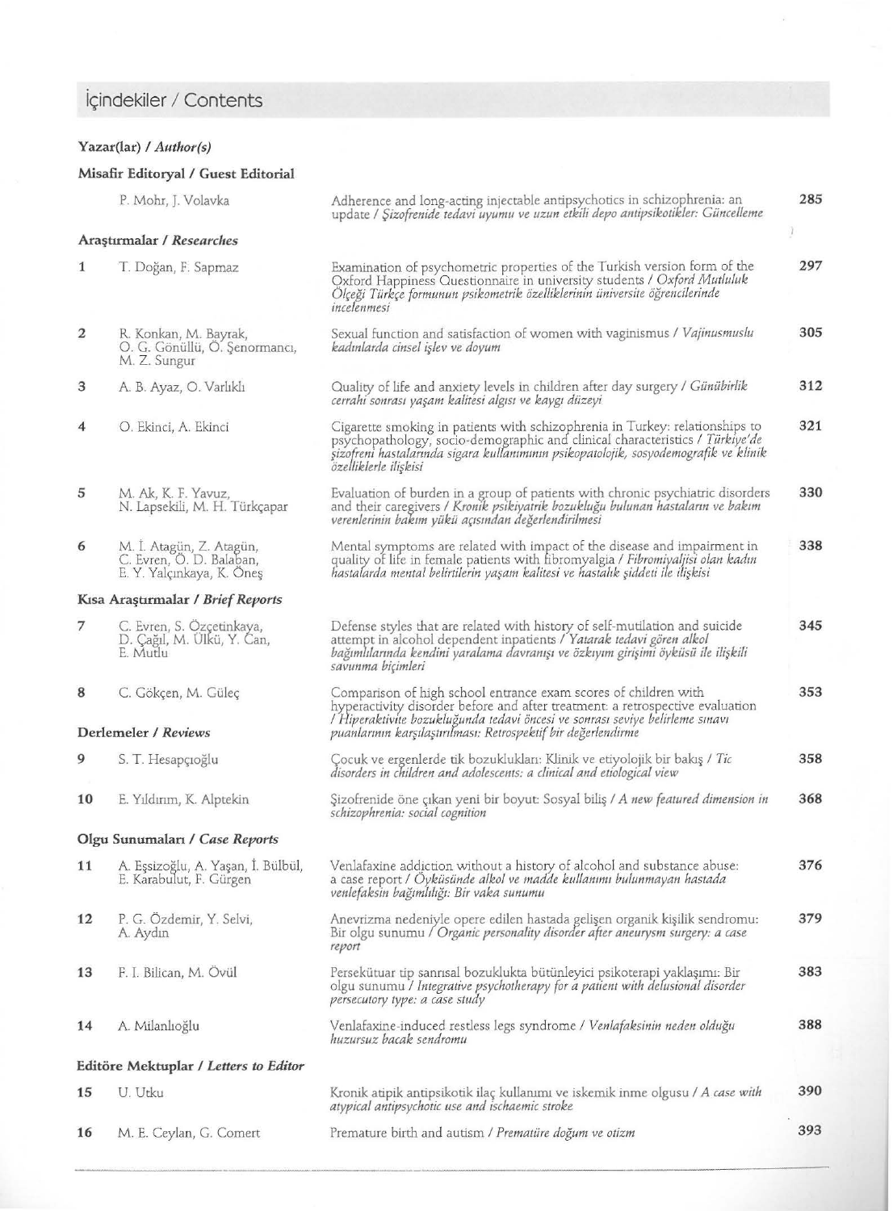# İçindekiler / Contents

**Yazar(lar) / *Author(s)***

## Misafir Editoryal / *Guest Editorial*

| | Yazar(lar) | Başlık | Sayfa |
|---|---|---|---|
| | P. Mohr, J. Volavka | Adherence and long-acting injectable antipsychotics in schizophrenia: an update / *Şizofrenide tedavi uyumu ve uzun etkili depo antipsikotikler: Güncelleme* | 285 |

## Araştırmalar / *Researches*

| | Yazar(lar) | Başlık | Sayfa |
|---|---|---|---|
| 1 | T. Doğan, F. Sapmaz | Examination of psychometric properties of the Turkish version form of the Oxford Happiness Questionnaire in university students / *Oxford Mutluluk Ölçeği Türkçe formunun psikometrik özelliklerinin üniversite öğrencilerinde incelenmesi* | 297 |
| 2 | R. Konkan, M. Bayrak, O. G. Gönüllü, Ö. Şenormancı, M. Z. Sungur | Sexual function and satisfaction of women with vaginismus / *Vajinusmuslu kadınlarda cinsel işlev ve doyum* | 305 |
| 3 | A. B. Ayaz, O. Varlıklı | Quality of life and anxiety levels in children after day surgery / *Günübirlik cerrahi sonrası yaşam kalitesi algısı ve kaygı düzeyi* | 312 |
| 4 | O. Ekinci, A. Ekinci | Cigarette smoking in patients with schizophrenia in Turkey: relationships to psychopathology, socio-demographic and clinical characteristics / *Türkiye'de şizofreni hastalarında sigara kullanımının psikopatolojik, sosyodemografik ve klinik özelliklerle ilişkisi* | 321 |
| 5 | M. Ak, K. F. Yavuz, N. Lapsekili, M. H. Türkçapar | Evaluation of burden in a group of patients with chronic psychiatric disorders and their caregivers / *Kronik psikiyatrik bozukluğu bulunan hastaların ve bakım verenlerinin bakım yükü açısından değerlendirilmesi* | 330 |
| 6 | M. İ. Atagün, Z. Atagün, C. Evren, Ö. D. Balaban, E. Y. Yalçınkaya, K. Öneş | Mental symptoms are related with impact of the disease and impairment in quality of life in female patients with fibromyalgia / *Fibromiyaljisi olan kadın hastalarda mental belirtilerin yaşam kalitesi ve hastalık şiddeti ile ilişkisi* | 338 |

## Kısa Araştırmalar / *Brief Reports*

| | Yazar(lar) | Başlık | Sayfa |
|---|---|---|---|
| 7 | C. Evren, S. Özçetinkaya, D. Çağıl, M. Ülkü, Y. Can, E. Mutlu | Defense styles that are related with history of self-mutilation and suicide attempt in alcohol dependent inpatients / *Yatarak tedavi gören alkol bağımlılarında kendini yaralama davranışı ve özkıyım girişimi öyküsü ile ilişkili savunma biçimleri* | 345 |
| 8 | C. Gökçen, M. Güleç | Comparison of high school entrance exam scores of children with hyperactivity disorder before and after treatment: a retrospective evaluation / *Hiperaktivite bozukluğunda tedavi öncesi ve sonrası seviye belirleme sınavı puanlarının karşılaştırılması: Retrospektif bir değerlendirme* | 353 |

## Derlemeler / *Reviews*

| | Yazar(lar) | Başlık | Sayfa |
|---|---|---|---|
| 9 | S. T. Hesapçıoğlu | Çocuk ve ergenlerde tik bozuklukları: Klinik ve etiyolojik bir bakış / *Tic disorders in children and adolescents: a clinical and etiological view* | 358 |
| 10 | E. Yıldırım, K. Alptekin | Şizofrenide öne çıkan yeni bir boyut: Sosyal biliş / *A new featured dimension in schizophrenia: social cognition* | 368 |

## Olgu Sunumaları / *Case Reports*

| | Yazar(lar) | Başlık | Sayfa |
|---|---|---|---|
| 11 | A. Eşsizoğlu, A. Yaşan, İ. Bülbül, E. Karabulut, F. Gürgen | Venlafaxine addiction without a history of alcohol and substance abuse: a case report / *Öyküsünde alkol ve madde kullanımı bulunmayan hastada venlefaksin bağımlılığı: Bir vaka sunumu* | 376 |
| 12 | P. G. Özdemir, Y. Selvi, A. Aydın | Anevrizma nedeniyle opere edilen hastada gelişen organik kişilik sendromu: Bir olgu sunumu / *Organic personality disorder after aneurysm surgery: a case report* | 379 |
| 13 | F. I. Bilican, M. Övül | Persekütuar tip sanrısal bozuklukta bütünleyici psikoterapi yaklaşımı: Bir olgu sunumu / *Integrative psychotherapy for a patient with delusional disorder persecutory type: a case study* | 383 |
| 14 | A. Milanlıoğlu | Venlafaxine-induced restless legs syndrome / *Venlafaksinin neden olduğu huzursuz bacak sendromu* | 388 |

## Editöre Mektuplar / *Letters to Editor*

| | Yazar(lar) | Başlık | Sayfa |
|---|---|---|---|
| 15 | U. Utku | Kronik atipik antipsikotik ilaç kullanımı ve iskemik inme olgusu / *A case with atypical antipsychotic use and ischaemic stroke* | 390 |
| 16 | M. E. Ceylan, G. Comert | Premature birth and autism / *Prematüre doğum ve otizm* | 393 |